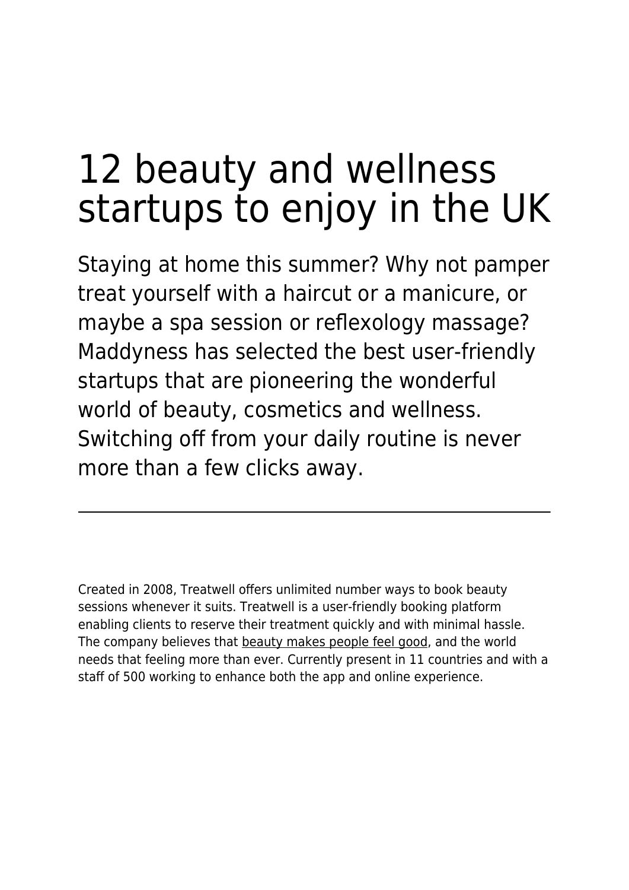# 12 beauty and wellness startups to enjoy in the UK

Staying at home this summer? Why not pamper treat yourself with a haircut or a manicure, or maybe a spa session or reflexology massage? Maddyness has selected the best user-friendly startups that are pioneering the wonderful world of beauty, cosmetics and wellness. Switching off from your daily routine is never more than a few clicks away.

---

Created in 2008, Treatwell offers unlimited number ways to book beauty sessions whenever it suits. Treatwell is a user-friendly booking platform enabling clients to reserve their treatment quickly and with minimal hassle. The company believes that beauty makes people feel good, and the world needs that feeling more than ever. Currently present in 11 countries and with a staff of 500 working to enhance both the app and online experience.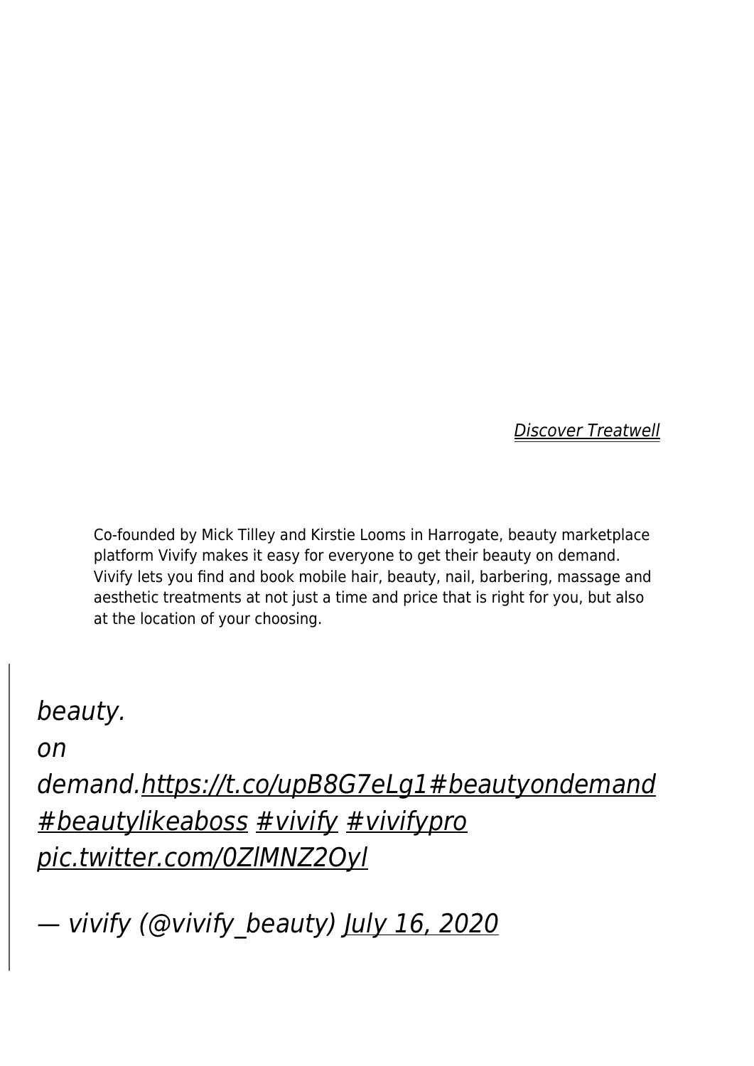[*Discover Treatwell*](#)

Co-founded by Mick Tilley and Kirstie Looms in Harrogate, beauty marketplace platform Vivify makes it easy for everyone to get their beauty on demand. Vivify lets you find and book mobile hair, beauty, nail, barbering, massage and aesthetic treatments at not just a time and price that is right for you, but also at the location of your choosing.

> *beauty.*
>
> *on*
>
> *demand.https://t.co/upB8G7eLg1#beautyondemand #beautylikeaboss #vivify #vivifypro pic.twitter.com/0ZlMNZ2Oyl*
>
> *— vivify (@vivify_beauty) July 16, 2020*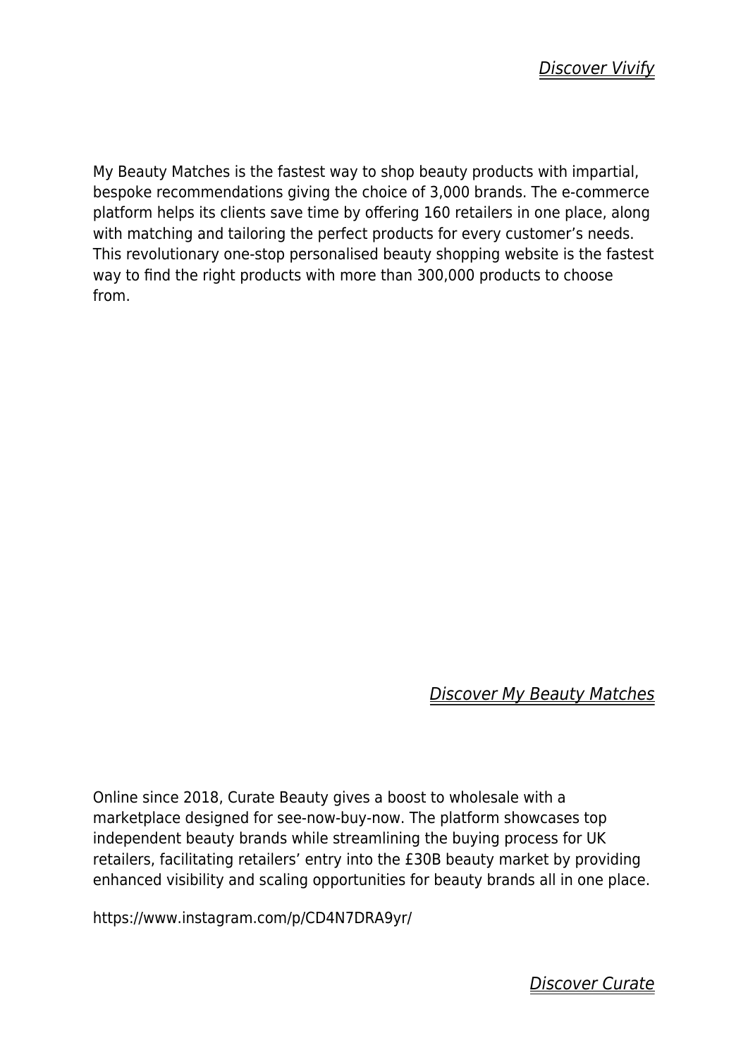[*Discover Vivify*]

My Beauty Matches is the fastest way to shop beauty products with impartial, bespoke recommendations giving the choice of 3,000 brands. The e-commerce platform helps its clients save time by offering 160 retailers in one place, along with matching and tailoring the perfect products for every customer's needs. This revolutionary one-stop personalised beauty shopping website is the fastest way to find the right products with more than 300,000 products to choose from.

[*Discover My Beauty Matches*]

Online since 2018, Curate Beauty gives a boost to wholesale with a marketplace designed for see-now-buy-now. The platform showcases top independent beauty brands while streamlining the buying process for UK retailers, facilitating retailers' entry into the £30B beauty market by providing enhanced visibility and scaling opportunities for beauty brands all in one place.

https://www.instagram.com/p/CD4N7DRA9yr/

[*Discover Curate*]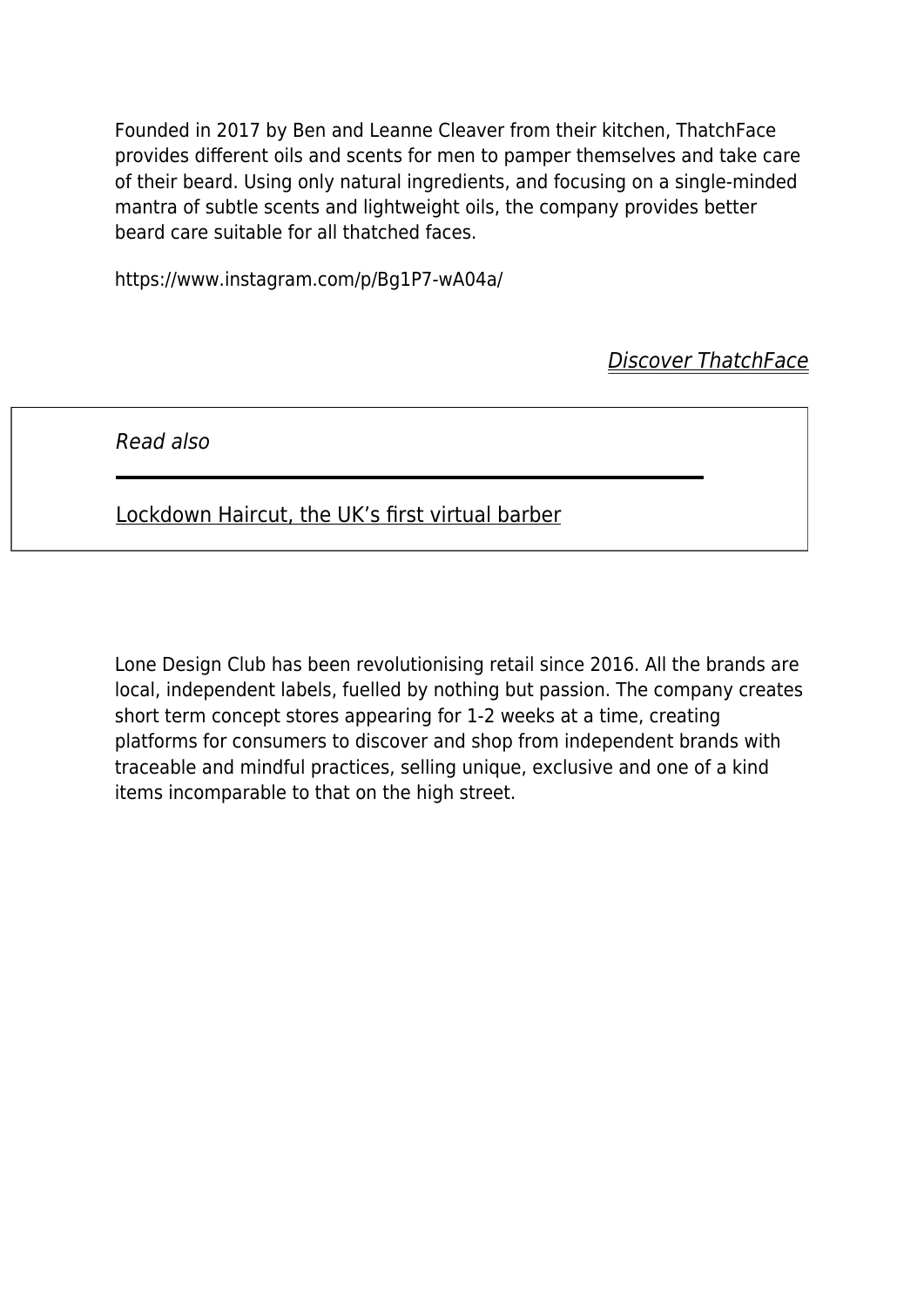Founded in 2017 by Ben and Leanne Cleaver from their kitchen, ThatchFace provides different oils and scents for men to pamper themselves and take care of their beard. Using only natural ingredients, and focusing on a single-minded mantra of subtle scents and lightweight oils, the company provides better beard care suitable for all thatched faces.

https://www.instagram.com/p/Bg1P7-wA04a/

*Discover ThatchFace*

*Read also*

---

Lockdown Haircut, the UK's first virtual barber

Lone Design Club has been revolutionising retail since 2016. All the brands are local, independent labels, fuelled by nothing but passion. The company creates short term concept stores appearing for 1-2 weeks at a time, creating platforms for consumers to discover and shop from independent brands with traceable and mindful practices, selling unique, exclusive and one of a kind items incomparable to that on the high street.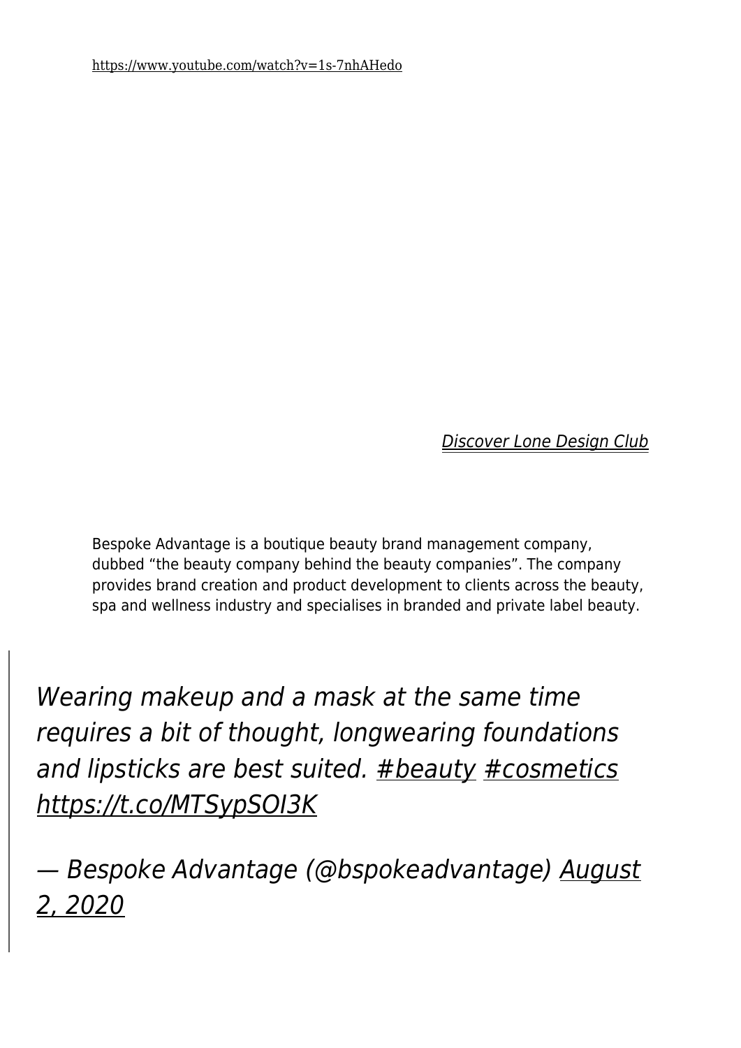https://www.youtube.com/watch?v=1s-7nhAHedo

*Discover Lone Design Club*

Bespoke Advantage is a boutique beauty brand management company, dubbed “the beauty company behind the beauty companies”. The company provides brand creation and product development to clients across the beauty, spa and wellness industry and specialises in branded and private label beauty.

> *Wearing makeup and a mask at the same time requires a bit of thought, longwearing foundations and lipsticks are best suited. #beauty #cosmetics https://t.co/MTSypSOI3K*
>
> *— Bespoke Advantage (@bspokeadvantage) August 2, 2020*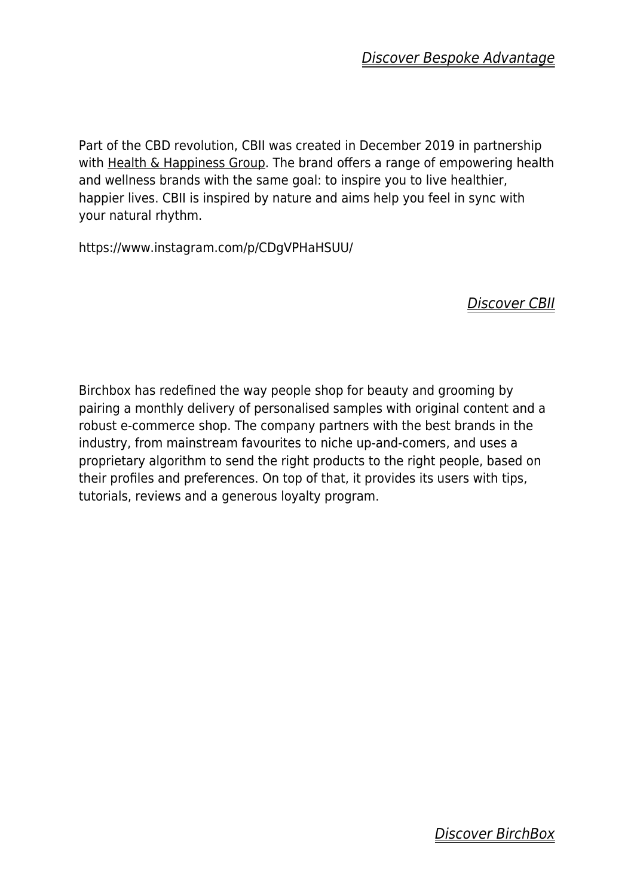[Discover Bespoke Advantage]

Part of the CBD revolution, CBII was created in December 2019 in partnership with [Health & Happiness Group]. The brand offers a range of empowering health and wellness brands with the same goal: to inspire you to live healthier, happier lives. CBII is inspired by nature and aims help you feel in sync with your natural rhythm.

https://www.instagram.com/p/CDgVPHaHSUU/

[Discover CBII]

Birchbox has redefined the way people shop for beauty and grooming by pairing a monthly delivery of personalised samples with original content and a robust e-commerce shop. The company partners with the best brands in the industry, from mainstream favourites to niche up-and-comers, and uses a proprietary algorithm to send the right products to the right people, based on their profiles and preferences. On top of that, it provides its users with tips, tutorials, reviews and a generous loyalty program.

[Discover BirchBox]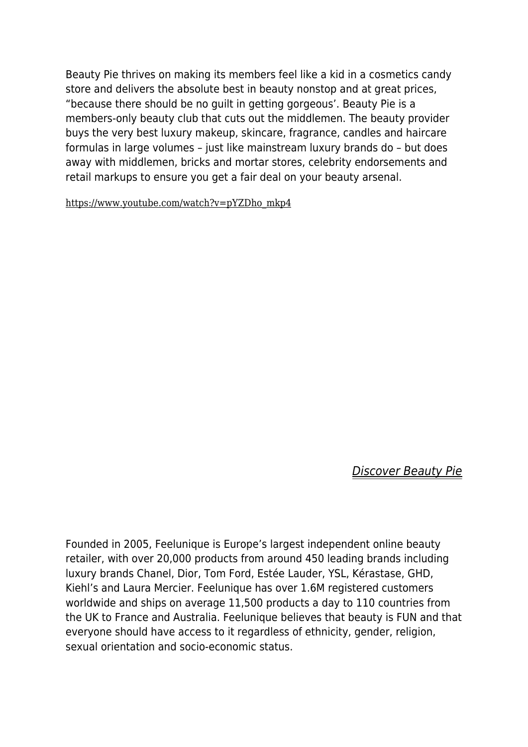Beauty Pie thrives on making its members feel like a kid in a cosmetics candy store and delivers the absolute best in beauty nonstop and at great prices, “because there should be no guilt in getting gorgeous’. Beauty Pie is a members-only beauty club that cuts out the middlemen. The beauty provider buys the very best luxury makeup, skincare, fragrance, candles and haircare formulas in large volumes – just like mainstream luxury brands do – but does away with middlemen, bricks and mortar stores, celebrity endorsements and retail markups to ensure you get a fair deal on your beauty arsenal.

https://www.youtube.com/watch?v=pYZDho_mkp4

*Discover Beauty Pie*

Founded in 2005, Feelunique is Europe’s largest independent online beauty retailer, with over 20,000 products from around 450 leading brands including luxury brands Chanel, Dior, Tom Ford, Estée Lauder, YSL, Kérastase, GHD, Kiehl’s and Laura Mercier. Feelunique has over 1.6M registered customers worldwide and ships on average 11,500 products a day to 110 countries from the UK to France and Australia. Feelunique believes that beauty is FUN and that everyone should have access to it regardless of ethnicity, gender, religion, sexual orientation and socio-economic status.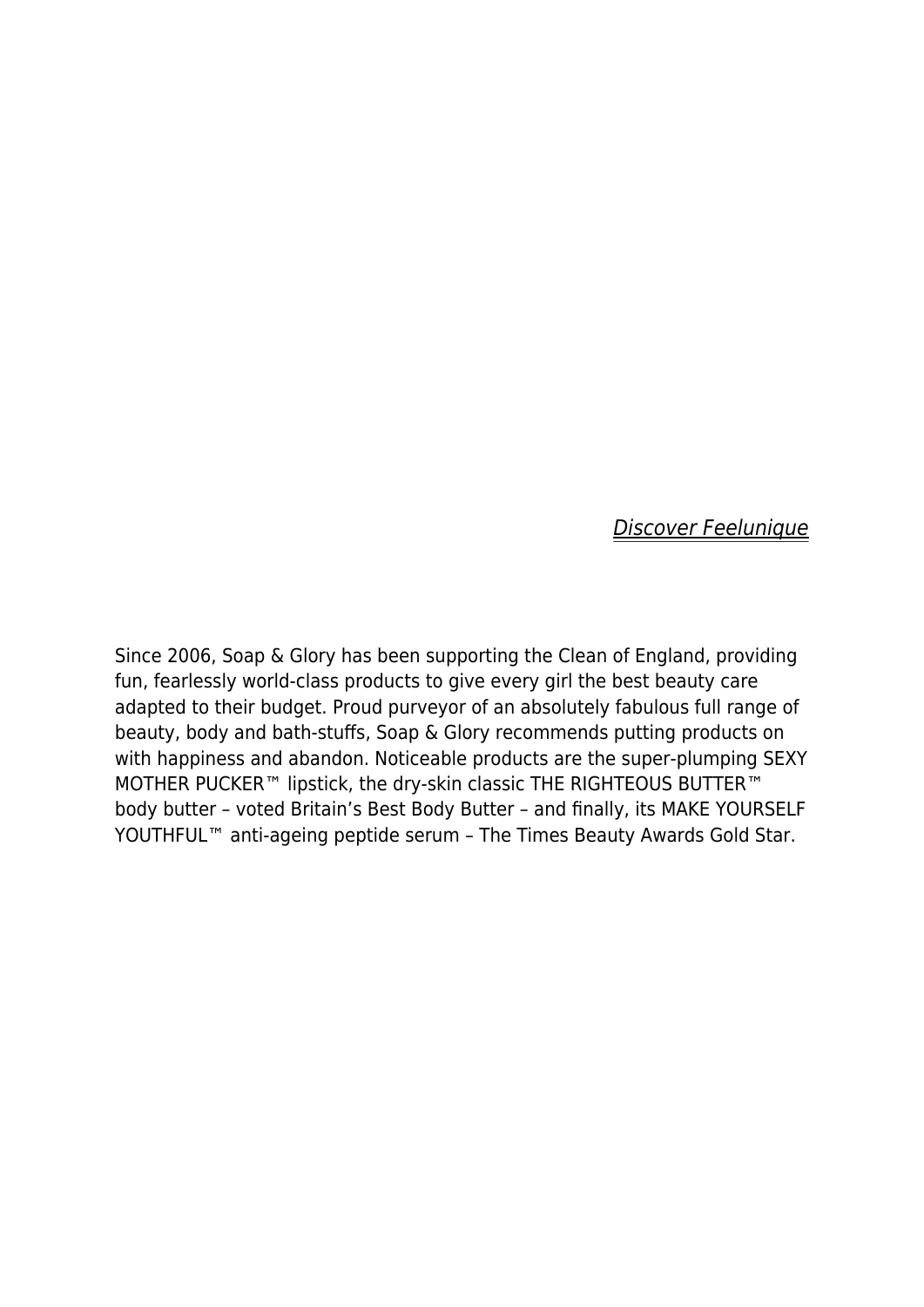*Discover Feelunique*

Since 2006, Soap & Glory has been supporting the Clean of England, providing fun, fearlessly world-class products to give every girl the best beauty care adapted to their budget. Proud purveyor of an absolutely fabulous full range of beauty, body and bath-stuffs, Soap & Glory recommends putting products on with happiness and abandon. Noticeable products are the super-plumping SEXY MOTHER PUCKER™ lipstick, the dry-skin classic THE RIGHTEOUS BUTTER™ body butter – voted Britain's Best Body Butter – and finally, its MAKE YOURSELF YOUTHFUL™ anti-ageing peptide serum – The Times Beauty Awards Gold Star.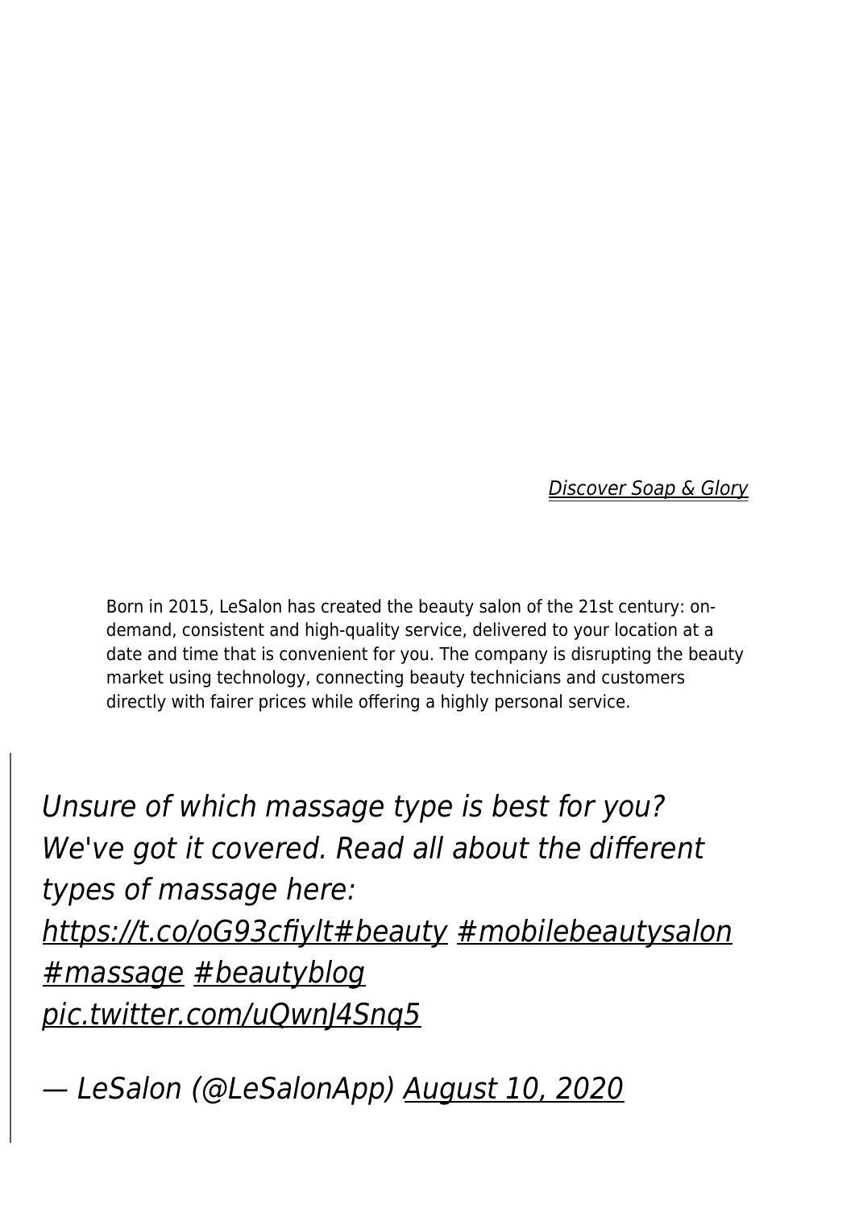[Discover Soap & Glory](#)

Born in 2015, LeSalon has created the beauty salon of the 21st century: on-demand, consistent and high-quality service, delivered to your location at a date and time that is convenient for you. The company is disrupting the beauty market using technology, connecting beauty technicians and customers directly with fairer prices while offering a highly personal service.

> *Unsure of which massage type is best for you? We've got it covered. Read all about the different types of massage here: https://t.co/oG93cfiylt#beauty #mobilebeautysalon #massage #beautyblog pic.twitter.com/uQwnJ4Snq5*
>
> *— LeSalon (@LeSalonApp) August 10, 2020*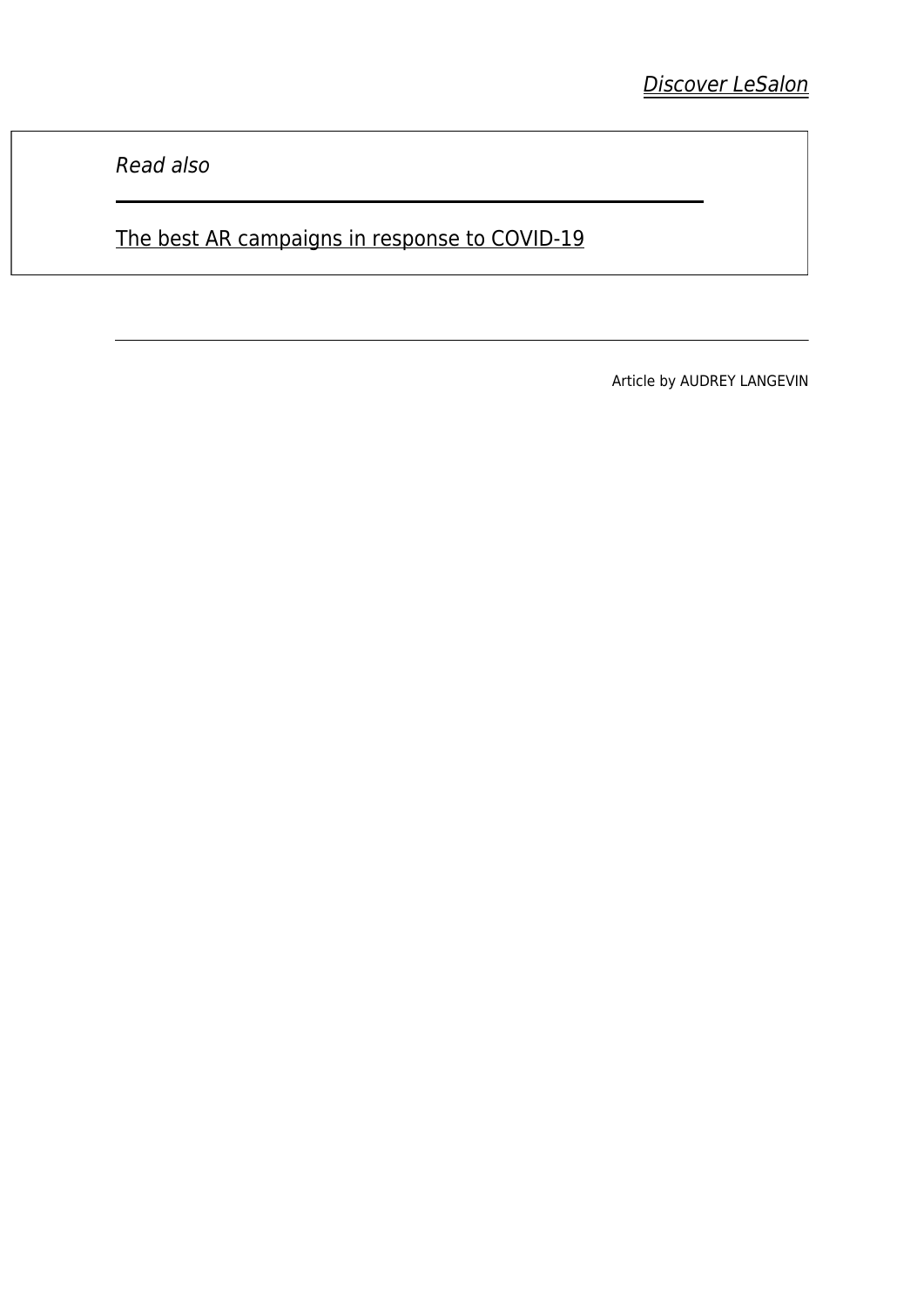*Discover LeSalon*

*Read also*

---

The best AR campaigns in response to COVID-19

---

Article by AUDREY LANGEVIN